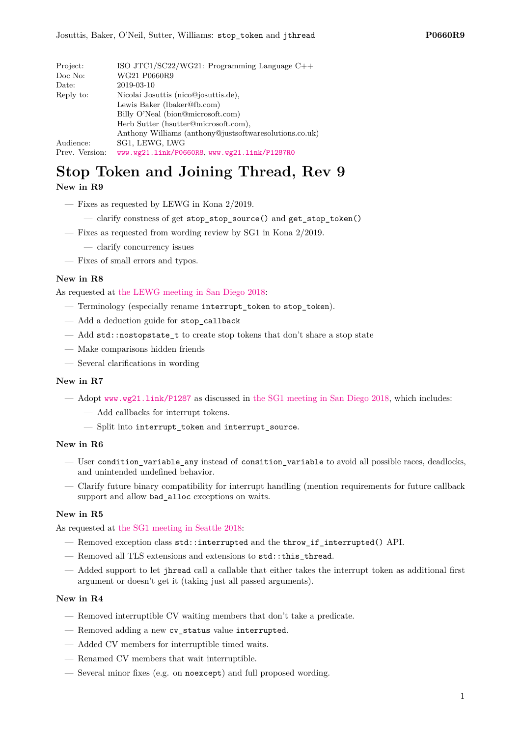| | |
|---|---|
| Project: | ISO JTC1/SC22/WG21: Programming Language C++ |
| Doc No: | WG21 P0660R9 |
| Date: | 2019-03-10 |
| Reply to: | Nicolai Josuttis (nico@josuttis.de), Lewis Baker (lbaker@fb.com) Billy O'Neal (bion@microsoft.com) Herb Sutter (hsutter@microsoft.com), Anthony Williams (anthony@justsoftwaresolutions.co.uk) |
| Audience: | SG1, LEWG, LWG |
| Prev. Version: | www.wg21.link/P0660R8, www.wg21.link/P1287R0 |

# Stop Token and Joining Thread, Rev 9

### New in R9

- Fixes as requested by LEWG in Kona 2/2019.
  - clarify constness of get `stop_stop_source()` and `get_stop_token()`
- Fixes as requested from wording review by SG1 in Kona 2/2019.
  - clarify concurrency issues
- Fixes of small errors and typos.

### New in R8

As requested at the LEWG meeting in San Diego 2018:

- Terminology (especially rename `interrupt_token` to `stop_token`).
- Add a deduction guide for `stop_callback`
- Add `std::nostopstate_t` to create stop tokens that don't share a stop state
- Make comparisons hidden friends
- Several clarifications in wording

### New in R7

- Adopt www.wg21.link/P1287 as discussed in the SG1 meeting in San Diego 2018, which includes:
  - Add callbacks for interrupt tokens.
  - Split into `interrupt_token` and `interrupt_source`.

### New in R6

- User `condition_variable_any` instead of `consition_variable` to avoid all possible races, deadlocks, and unintended undefined behavior.
- Clarify future binary compatibility for interrupt handling (mention requirements for future callback support and allow `bad_alloc` exceptions on waits.

### New in R5

As requested at the SG1 meeting in Seattle 2018:

- Removed exception class `std::interrupted` and the `throw_if_interrupted()` API.
- Removed all TLS extensions and extensions to `std::this_thread`.
- Added support to let `jhread` call a callable that either takes the interrupt token as additional first argument or doesn't get it (taking just all passed arguments).

### New in R4

- Removed interruptible CV waiting members that don't take a predicate.
- Removed adding a new `cv_status` value `interrupted`.
- Added CV members for interruptible timed waits.
- Renamed CV members that wait interruptible.
- Several minor fixes (e.g. on `noexcept`) and full proposed wording.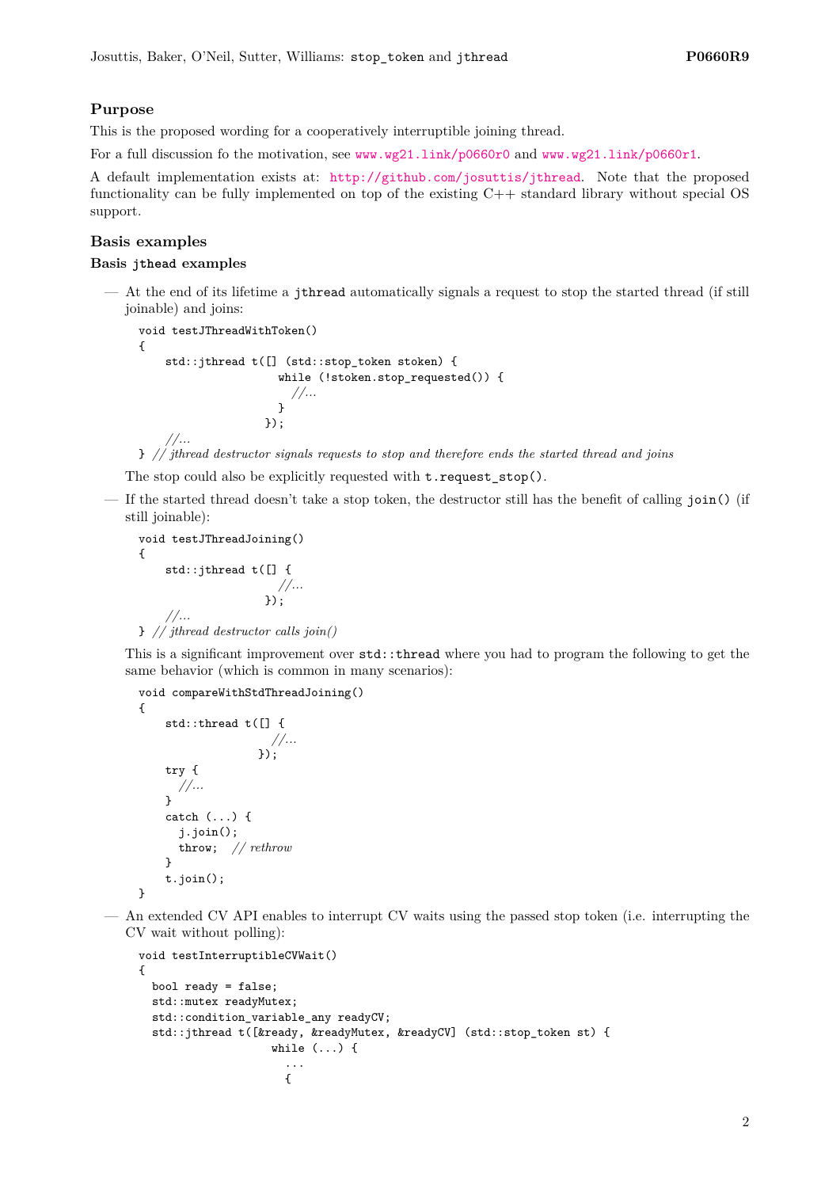## Purpose

This is the proposed wording for a cooperatively interruptible joining thread.

For a full discussion fo the motivation, see www.wg21.link/p0660r0 and www.wg21.link/p0660r1.

A default implementation exists at: http://github.com/josuttis/jthread. Note that the proposed functionality can be fully implemented on top of the existing C++ standard library without special OS support.

## Basis examples

### Basis jthead examples

— At the end of its lifetime a `jthread` automatically signals a request to stop the started thread (if still joinable) and joins:

```
void testJThreadWithToken()
{
    std::jthread t([] (std::stop_token stoken) {
                      while (!stoken.stop_requested()) {
                        //...
                      }
                    });
    //...
} // jthread destructor signals requests to stop and therefore ends the started thread and joins
```

The stop could also be explicitly requested with `t.request_stop()`.

— If the started thread doesn't take a stop token, the destructor still has the benefit of calling `join()` (if still joinable):

```
void testJThreadJoining()
{
    std::jthread t([] {
                      //...
                    });
    //...
} // jthread destructor calls join()
```

This is a significant improvement over `std::thread` where you had to program the following to get the same behavior (which is common in many scenarios):

```
void compareWithStdThreadJoining()
{
    std::thread t([] {
                     //...
                   });
    try {
      //...
    }
    catch (...) {
      j.join();
      throw;  // rethrow
    }
    t.join();
}
```

— An extended CV API enables to interrupt CV waits using the passed stop token (i.e. interrupting the CV wait without polling):

```
void testInterruptibleCVWait()
{
  bool ready = false;
  std::mutex readyMutex;
  std::condition_variable_any readyCV;
  std::jthread t([&ready, &readyMutex, &readyCV] (std::stop_token st) {
                   while (...) {
                     ...
                     {
```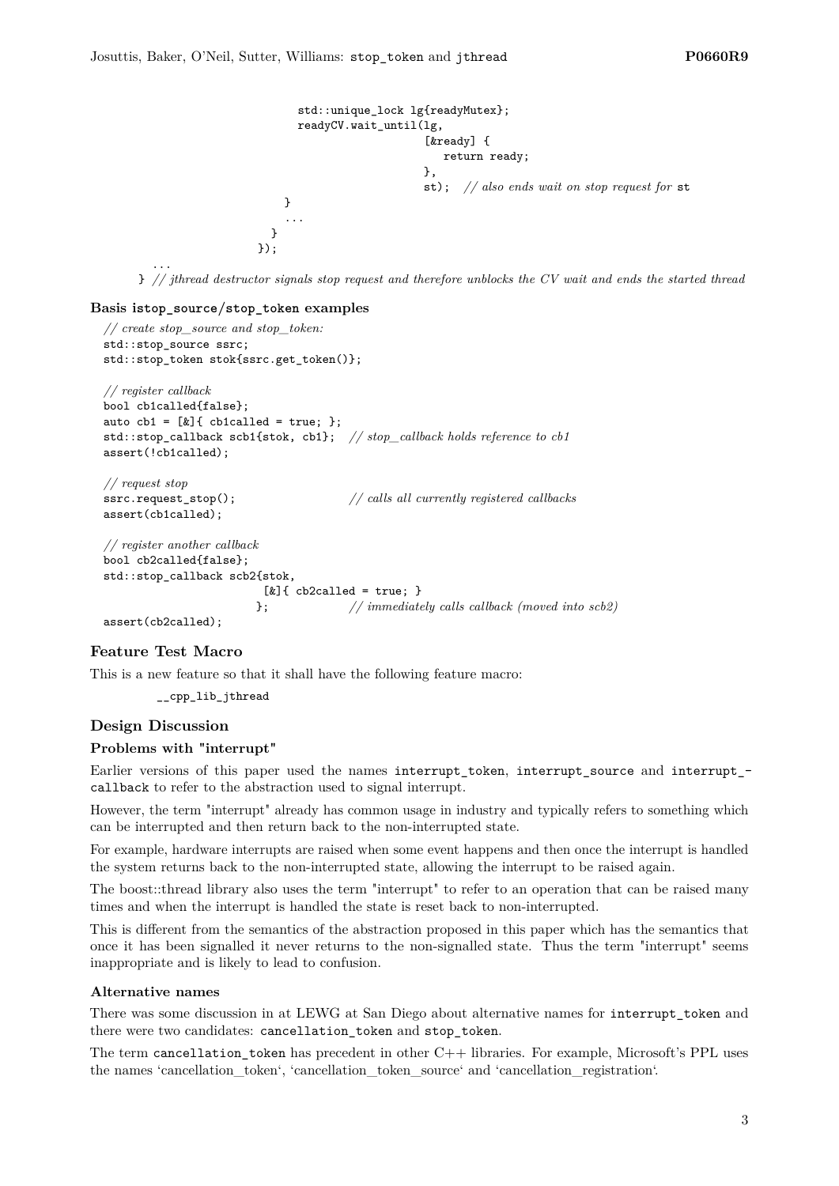```
                        std::unique_lock lg{readyMutex};
                        readyCV.wait_until(lg,
                                           [&ready] {
                                             return ready;
                                           },
                                           st);  // also ends wait on stop request for st
                      }
                      ...
                    }
                  });
    ...
} // jthread destructor signals stop request and therefore unblocks the CV wait and ends the started thread
```

### Basis istop_source/stop_token examples

```
// create stop_source and stop_token:
std::stop_source ssrc;
std::stop_token stok{ssrc.get_token()};

// register callback
bool cb1called{false};
auto cb1 = [&]{ cb1called = true; };
std::stop_callback scb1{stok, cb1};  // stop_callback holds reference to cb1
assert(!cb1called);

// request stop
ssrc.request_stop();                 // calls all currently registered callbacks
assert(cb1called);

// register another callback
bool cb2called{false};
std::stop_callback scb2{stok,
                        [&]{ cb2called = true; }
                       };             // immediately calls callback (moved into scb2)
assert(cb2called);
```

## Feature Test Macro

This is a new feature so that it shall have the following feature macro:

```
__cpp_lib_jthread
```

## Design Discussion

### Problems with "interrupt"

Earlier versions of this paper used the names `interrupt_token`, `interrupt_source` and `interrupt_callback` to refer to the abstraction used to signal interrupt.

However, the term "interrupt" already has common usage in industry and typically refers to something which can be interrupted and then return back to the non-interrupted state.

For example, hardware interrupts are raised when some event happens and then once the interrupt is handled the system returns back to the non-interrupted state, allowing the interrupt to be raised again.

The boost::thread library also uses the term "interrupt" to refer to an operation that can be raised many times and when the interrupt is handled the state is reset back to non-interrupted.

This is different from the semantics of the abstraction proposed in this paper which has the semantics that once it has been signalled it never returns to the non-signalled state. Thus the term "interrupt" seems inappropriate and is likely to lead to confusion.

### Alternative names

There was some discussion in at LEWG at San Diego about alternative names for `interrupt_token` and there were two candidates: `cancellation_token` and `stop_token`.

The term `cancellation_token` has precedent in other C++ libraries. For example, Microsoft's PPL uses the names 'cancellation_token', 'cancellation_token_source' and 'cancellation_registration'.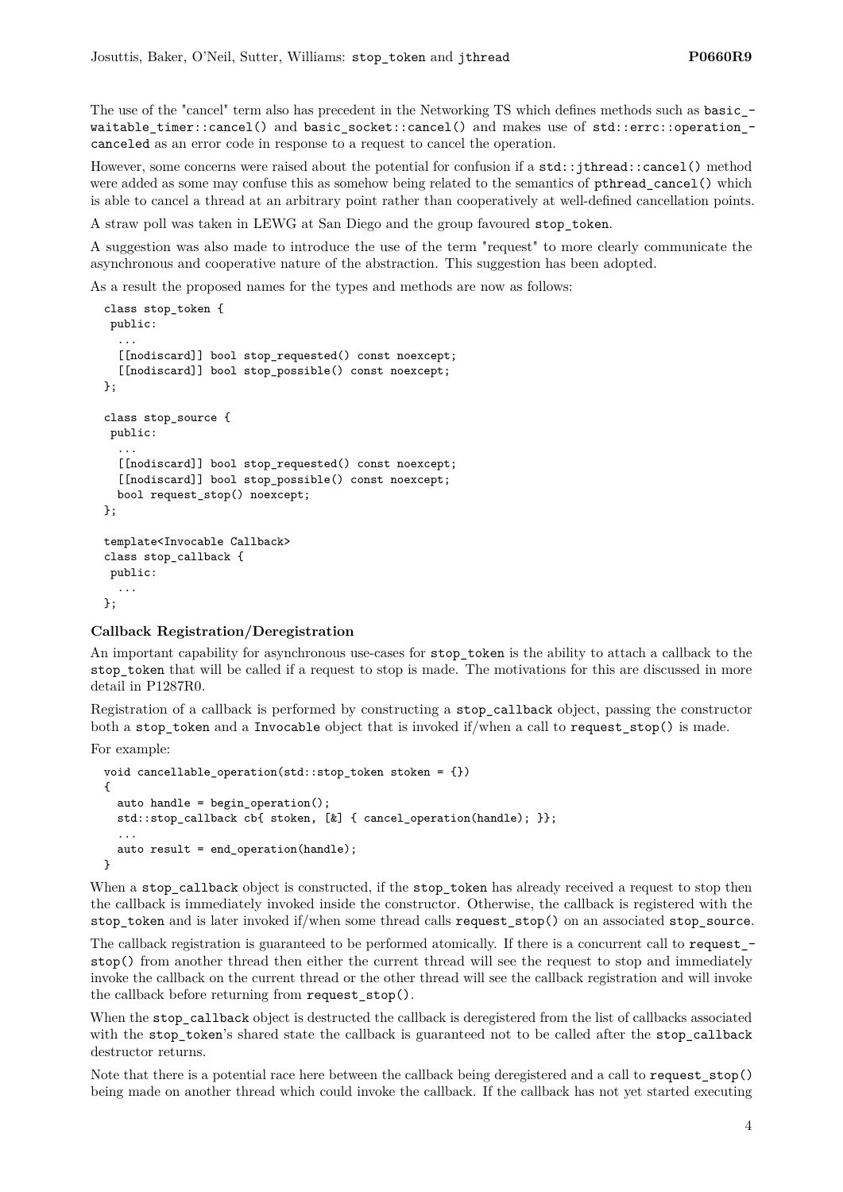The use of the "cancel" term also has precedent in the Networking TS which defines methods such as `basic_waitable_timer::cancel()` and `basic_socket::cancel()` and makes use of `std::errc::operation_canceled` as an error code in response to a request to cancel the operation.

However, some concerns were raised about the potential for confusion if a `std::jthread::cancel()` method were added as some may confuse this as somehow being related to the semantics of `pthread_cancel()` which is able to cancel a thread at an arbitrary point rather than cooperatively at well-defined cancellation points.

A straw poll was taken in LEWG at San Diego and the group favoured `stop_token`.

A suggestion was also made to introduce the use of the term "request" to more clearly communicate the asynchronous and cooperative nature of the abstraction. This suggestion has been adopted.

As a result the proposed names for the types and methods are now as follows:

```
class stop_token {
 public:
   ...
   [[nodiscard]] bool stop_requested() const noexcept;
   [[nodiscard]] bool stop_possible() const noexcept;
};

class stop_source {
 public:
   ...
   [[nodiscard]] bool stop_requested() const noexcept;
   [[nodiscard]] bool stop_possible() const noexcept;
   bool request_stop() noexcept;
};

template<Invocable Callback>
class stop_callback {
 public:
   ...
};
```

**Callback Registration/Deregistration**

An important capability for asynchronous use-cases for `stop_token` is the ability to attach a callback to the `stop_token` that will be called if a request to stop is made. The motivations for this are discussed in more detail in P1287R0.

Registration of a callback is performed by constructing a `stop_callback` object, passing the constructor both a `stop_token` and a `Invocable` object that is invoked if/when a call to `request_stop()` is made.

For example:

```
void cancellable_operation(std::stop_token stoken = {})
{
  auto handle = begin_operation();
  std::stop_callback cb{ stoken, [&] { cancel_operation(handle); }};
  ...
  auto result = end_operation(handle);
}
```

When a `stop_callback` object is constructed, if the `stop_token` has already received a request to stop then the callback is immediately invoked inside the constructor. Otherwise, the callback is registered with the `stop_token` and is later invoked if/when some thread calls `request_stop()` on an associated `stop_source`.

The callback registration is guaranteed to be performed atomically. If there is a concurrent call to `request_stop()` from another thread then either the current thread will see the request to stop and immediately invoke the callback on the current thread or the other thread will see the callback registration and will invoke the callback before returning from `request_stop()`.

When the `stop_callback` object is destructed the callback is deregistered from the list of callbacks associated with the `stop_token`'s shared state the callback is guaranteed not to be called after the `stop_callback` destructor returns.

Note that there is a potential race here between the callback being deregistered and a call to `request_stop()` being made on another thread which could invoke the callback. If the callback has not yet started executing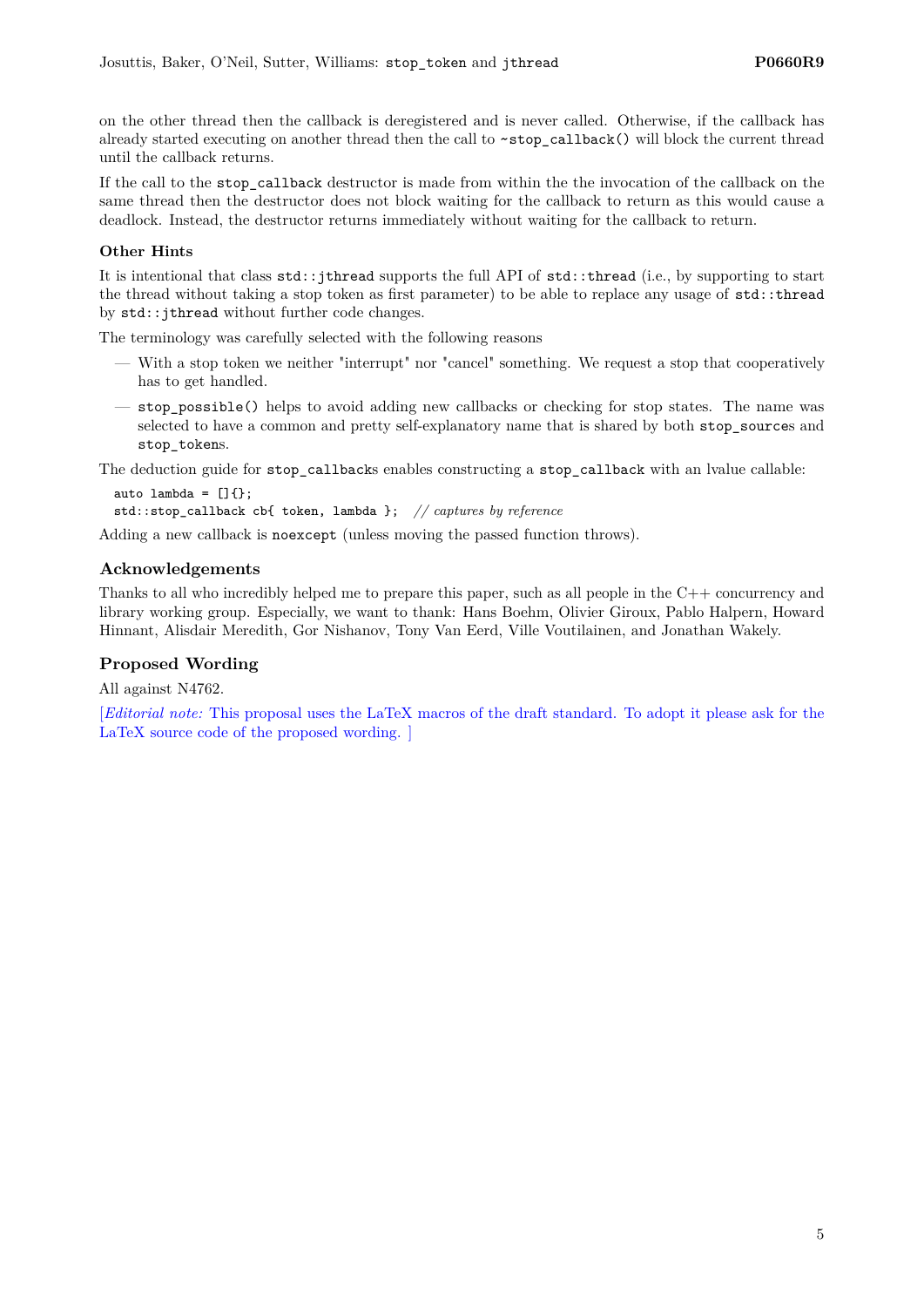on the other thread then the callback is deregistered and is never called. Otherwise, if the callback has already started executing on another thread then the call to `~stop_callback()` will block the current thread until the callback returns.

If the call to the `stop_callback` destructor is made from within the the invocation of the callback on the same thread then the destructor does not block waiting for the callback to return as this would cause a deadlock. Instead, the destructor returns immediately without waiting for the callback to return.

### Other Hints

It is intentional that class `std::jthread` supports the full API of `std::thread` (i.e., by supporting to start the thread without taking a stop token as first parameter) to be able to replace any usage of `std::thread` by `std::jthread` without further code changes.

The terminology was carefully selected with the following reasons

- With a stop token we neither "interrupt" nor "cancel" something. We request a stop that cooperatively has to get handled.
- `stop_possible()` helps to avoid adding new callbacks or checking for stop states. The name was selected to have a common and pretty self-explanatory name that is shared by both `stop_source`s and `stop_token`s.

The deduction guide for `stop_callback`s enables constructing a `stop_callback` with an lvalue callable:

```
auto lambda = []{};
std::stop_callback cb{ token, lambda };  // captures by reference
```

Adding a new callback is `noexcept` (unless moving the passed function throws).

## Acknowledgements

Thanks to all who incredibly helped me to prepare this paper, such as all people in the C++ concurrency and library working group. Especially, we want to thank: Hans Boehm, Olivier Giroux, Pablo Halpern, Howard Hinnant, Alisdair Meredith, Gor Nishanov, Tony Van Eerd, Ville Voutilainen, and Jonathan Wakely.

## Proposed Wording

All against N4762.

[*Editorial note:* This proposal uses the LaTeX macros of the draft standard. To adopt it please ask for the LaTeX source code of the proposed wording. ]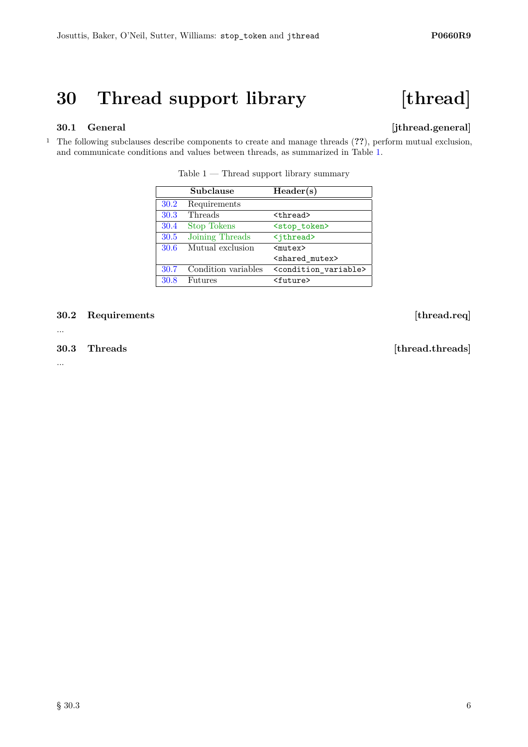# 30 Thread support library [thread]

## 30.1 General [jthread.general]

1 The following subclauses describe components to create and manage threads (??), perform mutual exclusion, and communicate conditions and values between threads, as summarized in Table 1.

Table 1 — Thread support library summary

| | Subclause | Header(s) |
|---|---|---|
| 30.2 | Requirements | |
| 30.3 | Threads | `<thread>` |
| 30.4 | Stop Tokens | `<stop_token>` |
| 30.5 | Joining Threads | `<jthread>` |
| 30.6 | Mutual exclusion | `<mutex>` `<shared_mutex>` |
| 30.7 | Condition variables | `<condition_variable>` |
| 30.8 | Futures | `<future>` |

## 30.2 Requirements [thread.req]

...

## 30.3 Threads [thread.threads]

...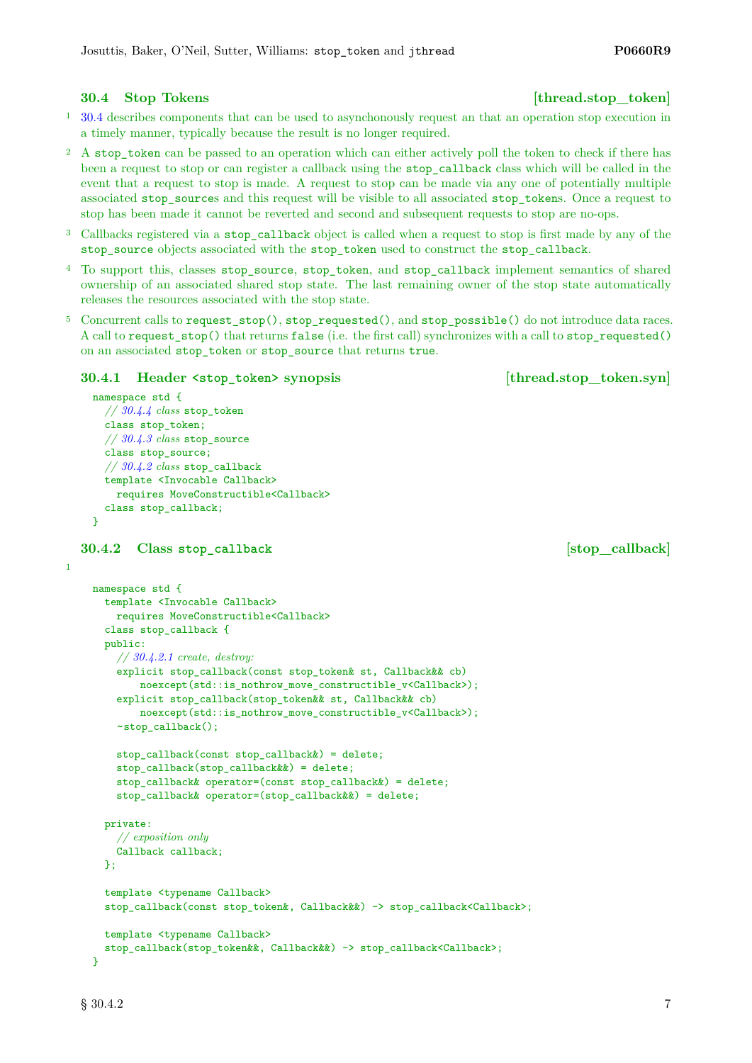### 30.4 Stop Tokens [thread.stop_token]

1 30.4 describes components that can be used to asynchonously request an that an operation stop execution in a timely manner, typically because the result is no longer required.

2 A `stop_token` can be passed to an operation which can either actively poll the token to check if there has been a request to stop or can register a callback using the `stop_callback` class which will be called in the event that a request to stop is made. A request to stop can be made via any one of potentially multiple associated `stop_source`s and this request will be visible to all associated `stop_token`s. Once a request to stop has been made it cannot be reverted and second and subsequent requests to stop are no-ops.

3 Callbacks registered via a `stop_callback` object is called when a request to stop is first made by any of the `stop_source` objects associated with the `stop_token` used to construct the `stop_callback`.

4 To support this, classes `stop_source`, `stop_token`, and `stop_callback` implement semantics of shared ownership of an associated shared stop state. The last remaining owner of the stop state automatically releases the resources associated with the stop state.

5 Concurrent calls to `request_stop()`, `stop_requested()`, and `stop_possible()` do not introduce data races. A call to `request_stop()` that returns `false` (i.e. the first call) synchronizes with a call to `stop_requested()` on an associated `stop_token` or `stop_source` that returns `true`.

#### 30.4.1 Header `<stop_token>` synopsis [thread.stop_token.syn]

```
namespace std {
  // 30.4.4 class stop_token
  class stop_token;
  // 30.4.3 class stop_source
  class stop_source;
  // 30.4.2 class stop_callback
  template <Invocable Callback>
    requires MoveConstructible<Callback>
  class stop_callback;
}
```

#### 30.4.2 Class `stop_callback` [stop_callback]

1

```
namespace std {
  template <Invocable Callback>
    requires MoveConstructible<Callback>
  class stop_callback {
  public:
    // 30.4.2.1 create, destroy:
    explicit stop_callback(const stop_token& st, Callback&& cb)
        noexcept(std::is_nothrow_move_constructible_v<Callback>);
    explicit stop_callback(stop_token&& st, Callback&& cb)
        noexcept(std::is_nothrow_move_constructible_v<Callback>);
    ~stop_callback();

    stop_callback(const stop_callback&) = delete;
    stop_callback(stop_callback&&) = delete;
    stop_callback& operator=(const stop_callback&) = delete;
    stop_callback& operator=(stop_callback&&) = delete;

  private:
    // exposition only
    Callback callback;
  };

  template <typename Callback>
  stop_callback(const stop_token&, Callback&&) -> stop_callback<Callback>;

  template <typename Callback>
  stop_callback(stop_token&&, Callback&&) -> stop_callback<Callback>;
}
```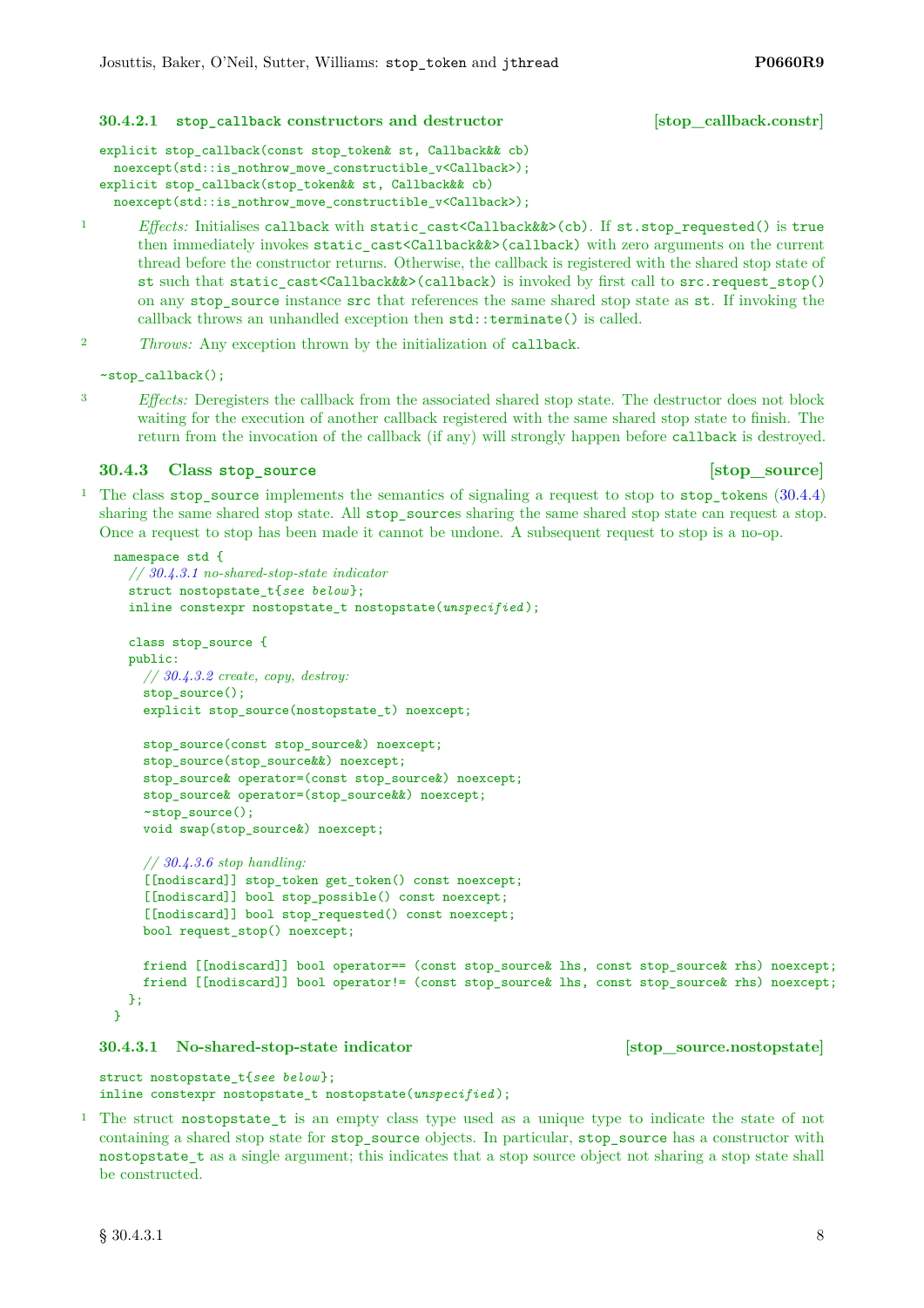#### 30.4.2.1 stop_callback constructors and destructor [stop_callback.constr]

```
explicit stop_callback(const stop_token& st, Callback&& cb)
  noexcept(std::is_nothrow_move_constructible_v<Callback>);
explicit stop_callback(stop_token&& st, Callback&& cb)
  noexcept(std::is_nothrow_move_constructible_v<Callback>);
```

1 *Effects:* Initialises `callback` with `static_cast<Callback&&>(cb)`. If `st.stop_requested()` is `true` then immediately invokes `static_cast<Callback&&>(callback)` with zero arguments on the current thread before the constructor returns. Otherwise, the callback is registered with the shared stop state of `st` such that `static_cast<Callback&&>(callback)` is invoked by first call to `src.request_stop()` on any `stop_source` instance `src` that references the same shared stop state as `st`. If invoking the callback throws an unhandled exception then `std::terminate()` is called.

2 *Throws:* Any exception thrown by the initialization of `callback`.

```
~stop_callback();
```

3 *Effects:* Deregisters the callback from the associated shared stop state. The destructor does not block waiting for the execution of another callback registered with the same shared stop state to finish. The return from the invocation of the callback (if any) will strongly happen before `callback` is destroyed.

### 30.4.3 Class stop_source [stop_source]

1 The class `stop_source` implements the semantics of signaling a request to stop to `stop_token`s (30.4.4) sharing the same shared stop state. All `stop_source`s sharing the same shared stop state can request a stop. Once a request to stop has been made it cannot be undone. A subsequent request to stop is a no-op.

```
namespace std {
  // 30.4.3.1 no-shared-stop-state indicator
  struct nostopstate_t{see below};
  inline constexpr nostopstate_t nostopstate(unspecified);

  class stop_source {
  public:
    // 30.4.3.2 create, copy, destroy:
    stop_source();
    explicit stop_source(nostopstate_t) noexcept;

    stop_source(const stop_source&) noexcept;
    stop_source(stop_source&&) noexcept;
    stop_source& operator=(const stop_source&) noexcept;
    stop_source& operator=(stop_source&&) noexcept;
    ~stop_source();
    void swap(stop_source&) noexcept;

    // 30.4.3.6 stop handling:
    [[nodiscard]] stop_token get_token() const noexcept;
    [[nodiscard]] bool stop_possible() const noexcept;
    [[nodiscard]] bool stop_requested() const noexcept;
    bool request_stop() noexcept;

    friend [[nodiscard]] bool operator== (const stop_source& lhs, const stop_source& rhs) noexcept;
    friend [[nodiscard]] bool operator!= (const stop_source& lhs, const stop_source& rhs) noexcept;
  };
}
```

#### 30.4.3.1 No-shared-stop-state indicator [stop_source.nostopstate]

```
struct nostopstate_t{see below};
inline constexpr nostopstate_t nostopstate(unspecified);
```

1 The struct `nostopstate_t` is an empty class type used as a unique type to indicate the state of not containing a shared stop state for `stop_source` objects. In particular, `stop_source` has a constructor with `nostopstate_t` as a single argument; this indicates that a stop source object not sharing a stop state shall be constructed.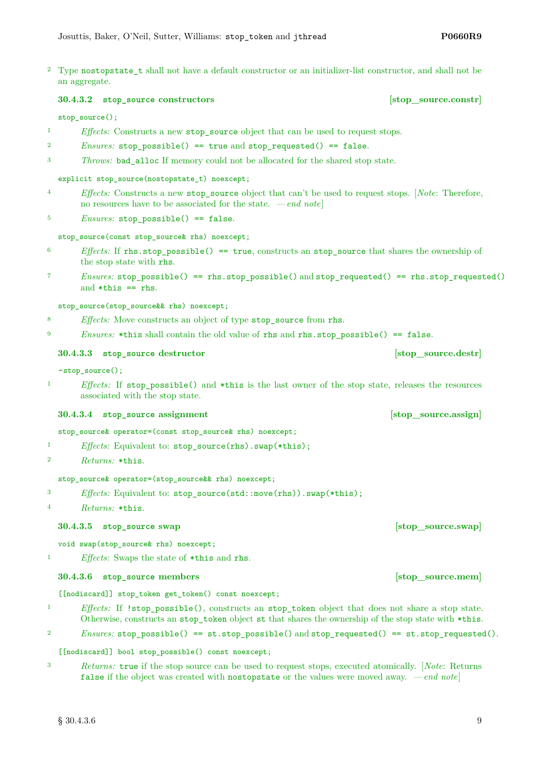[2] Type `nostopstate_t` shall not have a default constructor or an initializer-list constructor, and shall not be an aggregate.

### 30.4.3.2 stop_source constructors [stop_source.constr]

```
stop_source();
```

[1] *Effects:* Constructs a new `stop_source` object that can be used to request stops.

[2] *Ensures:* `stop_possible() == true` and `stop_requested() == false`.

[3] *Throws:* `bad_alloc` If memory could not be allocated for the shared stop state.

```
explicit stop_source(nostopstate_t) noexcept;
```

[4] *Effects:* Constructs a new `stop_source` object that can't be used to request stops. [*Note*: Therefore, no resources have to be associated for the state. — *end note*]

[5] *Ensures:* `stop_possible() == false`.

```
stop_source(const stop_source& rhs) noexcept;
```

[6] *Effects:* If `rhs.stop_possible() == true`, constructs an `stop_source` that shares the ownership of the stop state with `rhs`.

[7] *Ensures:* `stop_possible() == rhs.stop_possible()` and `stop_requested() == rhs.stop_requested()` and `*this == rhs`.

```
stop_source(stop_source&& rhs) noexcept;
```

[8] *Effects:* Move constructs an object of type `stop_source` from `rhs`.

[9] *Ensures:* `*this` shall contain the old value of `rhs` and `rhs.stop_possible() == false`.

### 30.4.3.3 stop_source destructor [stop_source.destr]

```
~stop_source();
```

[1] *Effects:* If `stop_possible()` and `*this` is the last owner of the stop state, releases the resources associated with the stop state.

### 30.4.3.4 stop_source assignment [stop_source.assign]

```
stop_source& operator=(const stop_source& rhs) noexcept;
```

[1] *Effects:* Equivalent to: `stop_source(rhs).swap(*this);`

[2] *Returns:* `*this`.

```
stop_source& operator=(stop_source&& rhs) noexcept;
```

[3] *Effects:* Equivalent to: `stop_source(std::move(rhs)).swap(*this);`

[4] *Returns:* `*this`.

### 30.4.3.5 stop_source swap [stop_source.swap]

```
void swap(stop_source& rhs) noexcept;
```

[1] *Effects:* Swaps the state of `*this` and `rhs`.

### 30.4.3.6 stop_source members [stop_source.mem]

```
[[nodiscard]] stop_token get_token() const noexcept;
```

[1] *Effects:* If `!stop_possible()`, constructs an `stop_token` object that does not share a stop state. Otherwise, constructs an `stop_token` object `st` that shares the ownership of the stop state with `*this`.

[2] *Ensures:* `stop_possible() == st.stop_possible()` and `stop_requested() == st.stop_requested()`.

```
[[nodiscard]] bool stop_possible() const noexcept;
```

[3] *Returns:* `true` if the stop source can be used to request stops, executed atomically. [*Note*: Returns `false` if the object was created with `nostopstate` or the values were moved away. — *end note*]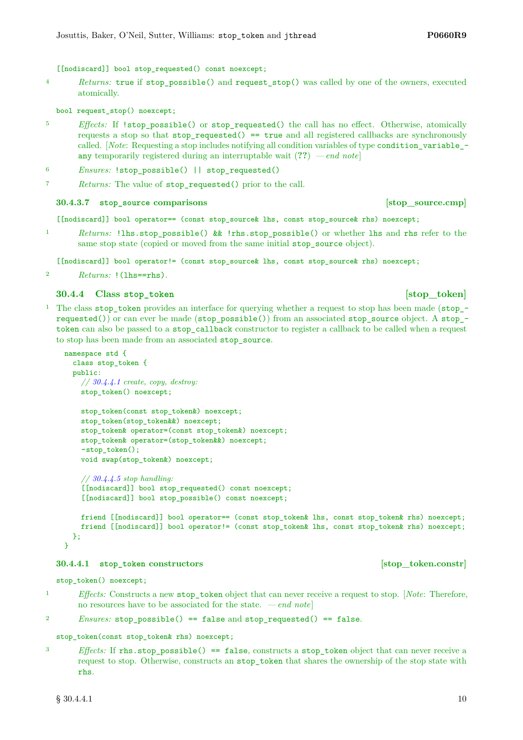```
[[nodiscard]] bool stop_requested() const noexcept;
```

4 *Returns:* `true` if `stop_possible()` and `request_stop()` was called by one of the owners, executed atomically.

```
bool request_stop() noexcept;
```

5 *Effects:* If `!stop_possible()` or `stop_requested()` the call has no effect. Otherwise, atomically requests a stop so that `stop_requested() == true` and all registered callbacks are synchronously called. [*Note*: Requesting a stop includes notifying all condition variables of type `condition_variable_any` temporarily registered during an interruptable wait (**??**) — *end note*]

6 *Ensures:* `!stop_possible() || stop_requested()`

7 *Returns:* The value of `stop_requested()` prior to the call.

### 30.4.3.7 stop_source comparisons [stop_source.cmp]

```
[[nodiscard]] bool operator== (const stop_source& lhs, const stop_source& rhs) noexcept;
```

1 *Returns:* `!lhs.stop_possible() && !rhs.stop_possible()` or whether `lhs` and `rhs` refer to the same stop state (copied or moved from the same initial `stop_source` object).

```
[[nodiscard]] bool operator!= (const stop_source& lhs, const stop_source& rhs) noexcept;
```

2 *Returns:* `!(lhs==rhs)`.

## 30.4.4 Class stop_token [stop_token]

1 The class `stop_token` provides an interface for querying whether a request to stop has been made (`stop_requested()`) or can ever be made (`stop_possible()`) from an associated `stop_source` object. A `stop_token` can also be passed to a `stop_callback` constructor to register a callback to be called when a request to stop has been made from an associated `stop_source`.

```
namespace std {
  class stop_token {
  public:
    // 30.4.4.1 create, copy, destroy:
    stop_token() noexcept;

    stop_token(const stop_token&) noexcept;
    stop_token(stop_token&&) noexcept;
    stop_token& operator=(const stop_token&) noexcept;
    stop_token& operator=(stop_token&&) noexcept;
    ~stop_token();
    void swap(stop_token&) noexcept;

    // 30.4.4.5 stop handling:
    [[nodiscard]] bool stop_requested() const noexcept;
    [[nodiscard]] bool stop_possible() const noexcept;

    friend [[nodiscard]] bool operator== (const stop_token& lhs, const stop_token& rhs) noexcept;
    friend [[nodiscard]] bool operator!= (const stop_token& lhs, const stop_token& rhs) noexcept;
  };
}
```

### 30.4.4.1 stop_token constructors [stop_token.constr]

```
stop_token() noexcept;
```

1 *Effects:* Constructs a new `stop_token` object that can never receive a request to stop. [*Note*: Therefore, no resources have to be associated for the state. — *end note*]

2 *Ensures:* `stop_possible() == false` and `stop_requested() == false`.

```
stop_token(const stop_token& rhs) noexcept;
```

3 *Effects:* If `rhs.stop_possible() == false`, constructs a `stop_token` object that can never receive a request to stop. Otherwise, constructs an `stop_token` that shares the ownership of the stop state with `rhs`.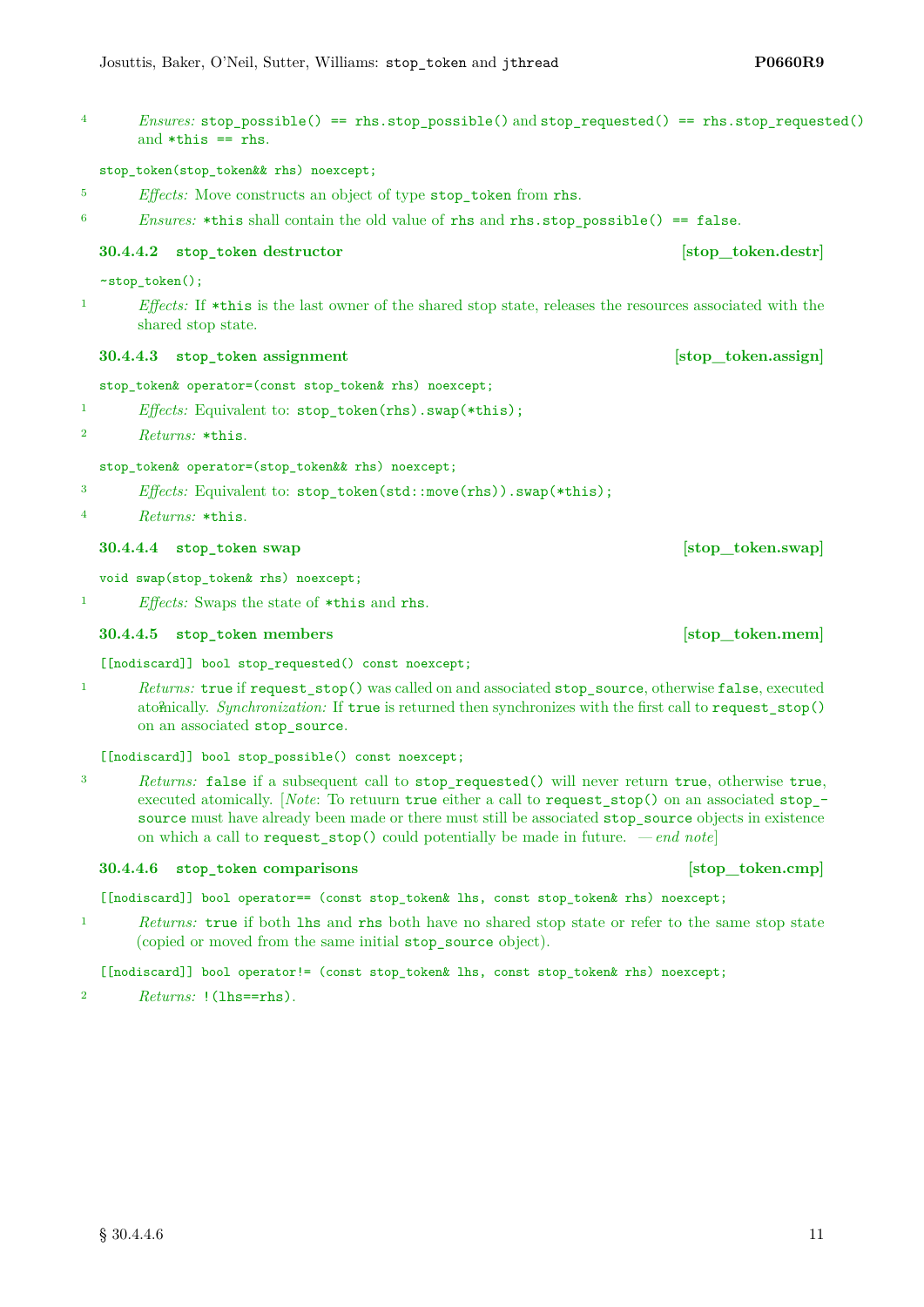4 *Ensures:* `stop_possible() == rhs.stop_possible()` and `stop_requested() == rhs.stop_requested()` and `*this == rhs`.

```
stop_token(stop_token&& rhs) noexcept;
```

5 *Effects:* Move constructs an object of type `stop_token` from `rhs`.

6 *Ensures:* `*this` shall contain the old value of `rhs` and `rhs.stop_possible() == false`.

#### 30.4.4.2 stop_token destructor [stop_token.destr]

```
~stop_token();
```

1 *Effects:* If `*this` is the last owner of the shared stop state, releases the resources associated with the shared stop state.

#### 30.4.4.3 stop_token assignment [stop_token.assign]

```
stop_token& operator=(const stop_token& rhs) noexcept;
```

1 *Effects:* Equivalent to: `stop_token(rhs).swap(*this);`

2 *Returns:* `*this`.

```
stop_token& operator=(stop_token&& rhs) noexcept;
```

3 *Effects:* Equivalent to: `stop_token(std::move(rhs)).swap(*this);`

4 *Returns:* `*this`.

#### 30.4.4.4 stop_token swap [stop_token.swap]

```
void swap(stop_token& rhs) noexcept;
```

1 *Effects:* Swaps the state of `*this` and `rhs`.

#### 30.4.4.5 stop_token members [stop_token.mem]

```
[[nodiscard]] bool stop_requested() const noexcept;
```

1 *Returns:* `true` if `request_stop()` was called on and associated `stop_source`, otherwise `false`, executed atomically. *Synchronization:* If `true` is returned then synchronizes with the first call to `request_stop()` on an associated `stop_source`.

```
[[nodiscard]] bool stop_possible() const noexcept;
```

3 *Returns:* `false` if a subsequent call to `stop_requested()` will never return `true`, otherwise `true`, executed atomically. [*Note*: To retuurn `true` either a call to `request_stop()` on an associated `stop_source` must have already been made or there must still be associated `stop_source` objects in existence on which a call to `request_stop()` could potentially be made in future. — *end note*]

#### 30.4.4.6 stop_token comparisons [stop_token.cmp]

```
[[nodiscard]] bool operator== (const stop_token& lhs, const stop_token& rhs) noexcept;
```

1 *Returns:* `true` if both `lhs` and `rhs` both have no shared stop state or refer to the same stop state (copied or moved from the same initial `stop_source` object).

```
[[nodiscard]] bool operator!= (const stop_token& lhs, const stop_token& rhs) noexcept;
```

2 *Returns:* `!(lhs==rhs)`.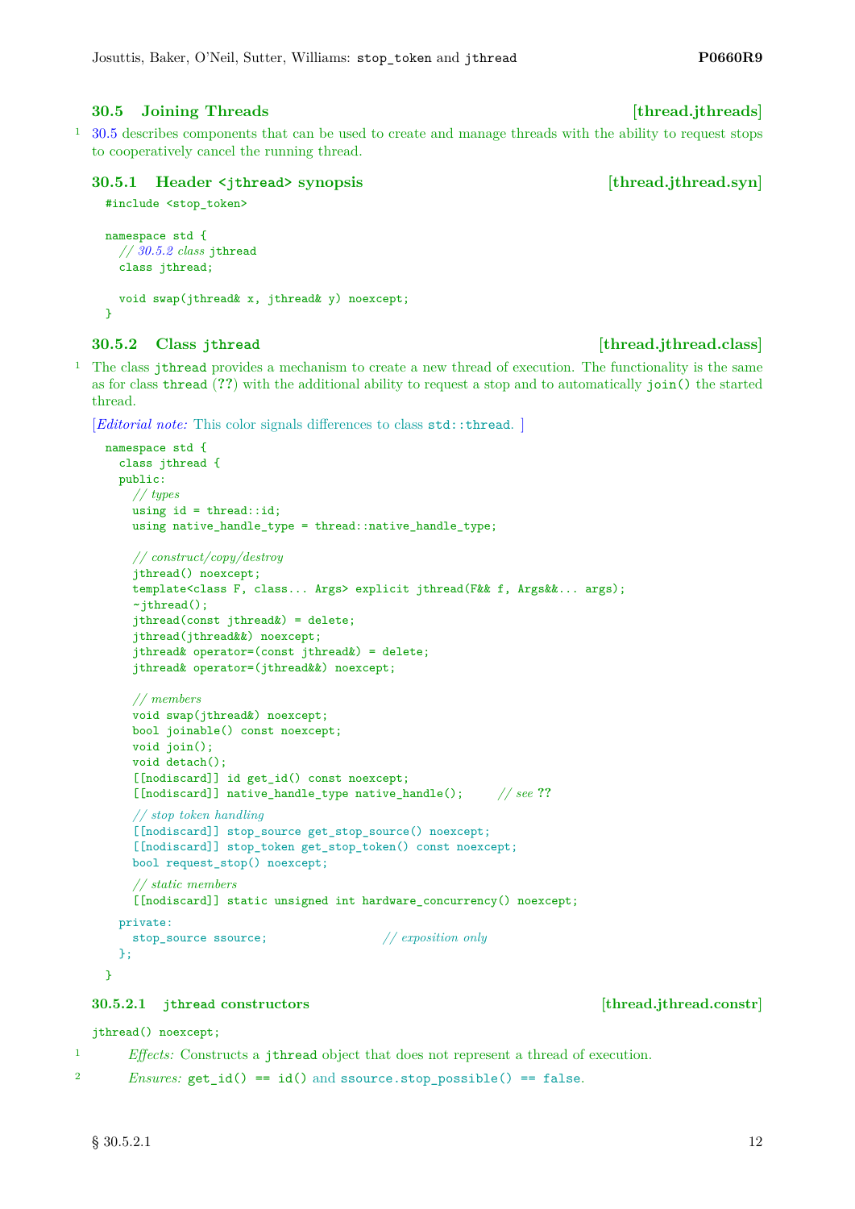### 30.5 Joining Threads [thread.jthreads]

1 30.5 describes components that can be used to create and manage threads with the ability to request stops to cooperatively cancel the running thread.

#### 30.5.1 Header <jthread> synopsis [thread.jthread.syn]

```
#include <stop_token>

namespace std {
  // 30.5.2 class jthread
  class jthread;

  void swap(jthread& x, jthread& y) noexcept;
}
```

#### 30.5.2 Class jthread [thread.jthread.class]

1 The class `jthread` provides a mechanism to create a new thread of execution. The functionality is the same as for class `thread` (??) with the additional ability to request a stop and to automatically `join()` the started thread.

[*Editorial note:* This color signals differences to class `std::thread`. ]

```
namespace std {
  class jthread {
  public:
    // types
    using id = thread::id;
    using native_handle_type = thread::native_handle_type;

    // construct/copy/destroy
    jthread() noexcept;
    template<class F, class... Args> explicit jthread(F&& f, Args&&... args);
    ~jthread();
    jthread(const jthread&) = delete;
    jthread(jthread&&) noexcept;
    jthread& operator=(const jthread&) = delete;
    jthread& operator=(jthread&&) noexcept;

    // members
    void swap(jthread&) noexcept;
    bool joinable() const noexcept;
    void join();
    void detach();
    [[nodiscard]] id get_id() const noexcept;
    [[nodiscard]] native_handle_type native_handle();     // see ??

    // stop token handling
    [[nodiscard]] stop_source get_stop_source() noexcept;
    [[nodiscard]] stop_token get_stop_token() const noexcept;
    bool request_stop() noexcept;

    // static members
    [[nodiscard]] static unsigned int hardware_concurrency() noexcept;

  private:
    stop_source ssource;                  // exposition only
  };
}
```

##### 30.5.2.1 jthread constructors [thread.jthread.constr]

`jthread() noexcept;`

1 *Effects:* Constructs a `jthread` object that does not represent a thread of execution.

2 *Ensures:* `get_id() == id()` and `ssource.stop_possible() == false`.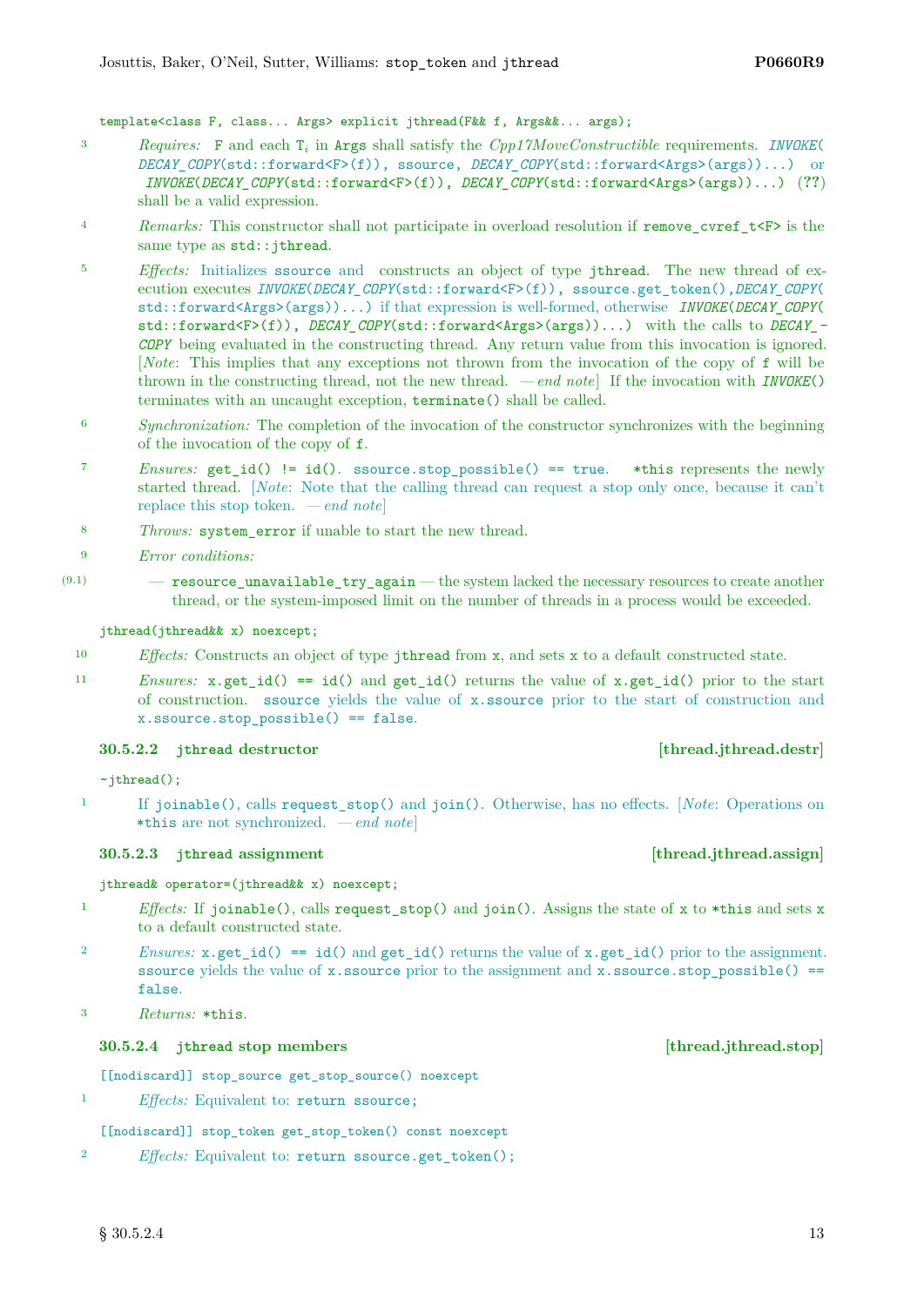```
template<class F, class... Args> explicit jthread(F&& f, Args&&... args);
```

3 *Requires:* F and each $T_i$ in Args shall satisfy the *Cpp17MoveConstructible* requirements. *INVOKE*( *DECAY_COPY*(std::forward<F>(f)), ssource, *DECAY_COPY*(std::forward<Args>(args))...) or *INVOKE*(*DECAY_COPY*(std::forward<F>(f)), *DECAY_COPY*(std::forward<Args>(args))...) (??) shall be a valid expression.

4 *Remarks:* This constructor shall not participate in overload resolution if `remove_cvref_t<F>` is the same type as `std::jthread`.

5 *Effects:* Initializes `ssource` and constructs an object of type `jthread`. The new thread of execution executes *INVOKE*(*DECAY_COPY*(std::forward<F>(f)), ssource.get_token(),*DECAY_COPY*( std::forward<Args>(args))...) if that expression is well-formed, otherwise *INVOKE*(*DECAY_COPY*( std::forward<F>(f)), *DECAY_COPY*(std::forward<Args>(args))...) with the calls to *DECAY_COPY* being evaluated in the constructing thread. Any return value from this invocation is ignored. [*Note*: This implies that any exceptions not thrown from the invocation of the copy of `f` will be thrown in the constructing thread, not the new thread. — *end note*] If the invocation with *INVOKE*() terminates with an uncaught exception, `terminate()` shall be called.

6 *Synchronization:* The completion of the invocation of the constructor synchronizes with the beginning of the invocation of the copy of `f`.

7 *Ensures:* `get_id() != id()`. `ssource.stop_possible() == true`. `*this` represents the newly started thread. [*Note*: Note that the calling thread can request a stop only once, because it can't replace this stop token. — *end note*]

8 *Throws:* `system_error` if unable to start the new thread.

9 *Error conditions:*

(9.1) — `resource_unavailable_try_again` — the system lacked the necessary resources to create another thread, or the system-imposed limit on the number of threads in a process would be exceeded.

```
jthread(jthread&& x) noexcept;
```

10 *Effects:* Constructs an object of type `jthread` from `x`, and sets `x` to a default constructed state.

11 *Ensures:* `x.get_id() == id()` and `get_id()` returns the value of `x.get_id()` prior to the start of construction. `ssource` yields the value of `x.ssource` prior to the start of construction and `x.ssource.stop_possible() == false`.

### 30.5.2.2 jthread destructor [thread.jthread.destr]

```
~jthread();
```

1 If `joinable()`, calls `request_stop()` and `join()`. Otherwise, has no effects. [*Note*: Operations on `*this` are not synchronized. — *end note*]

### 30.5.2.3 jthread assignment [thread.jthread.assign]

```
jthread& operator=(jthread&& x) noexcept;
```

1 *Effects:* If `joinable()`, calls `request_stop()` and `join()`. Assigns the state of `x` to `*this` and sets `x` to a default constructed state.

2 *Ensures:* `x.get_id() == id()` and `get_id()` returns the value of `x.get_id()` prior to the assignment. `ssource` yields the value of `x.ssource` prior to the assignment and `x.ssource.stop_possible() == false`.

3 *Returns:* `*this`.

### 30.5.2.4 jthread stop members [thread.jthread.stop]

```
[[nodiscard]] stop_source get_stop_source() noexcept
```

1 *Effects:* Equivalent to: `return ssource;`

```
[[nodiscard]] stop_token get_stop_token() const noexcept
```

2 *Effects:* Equivalent to: `return ssource.get_token();`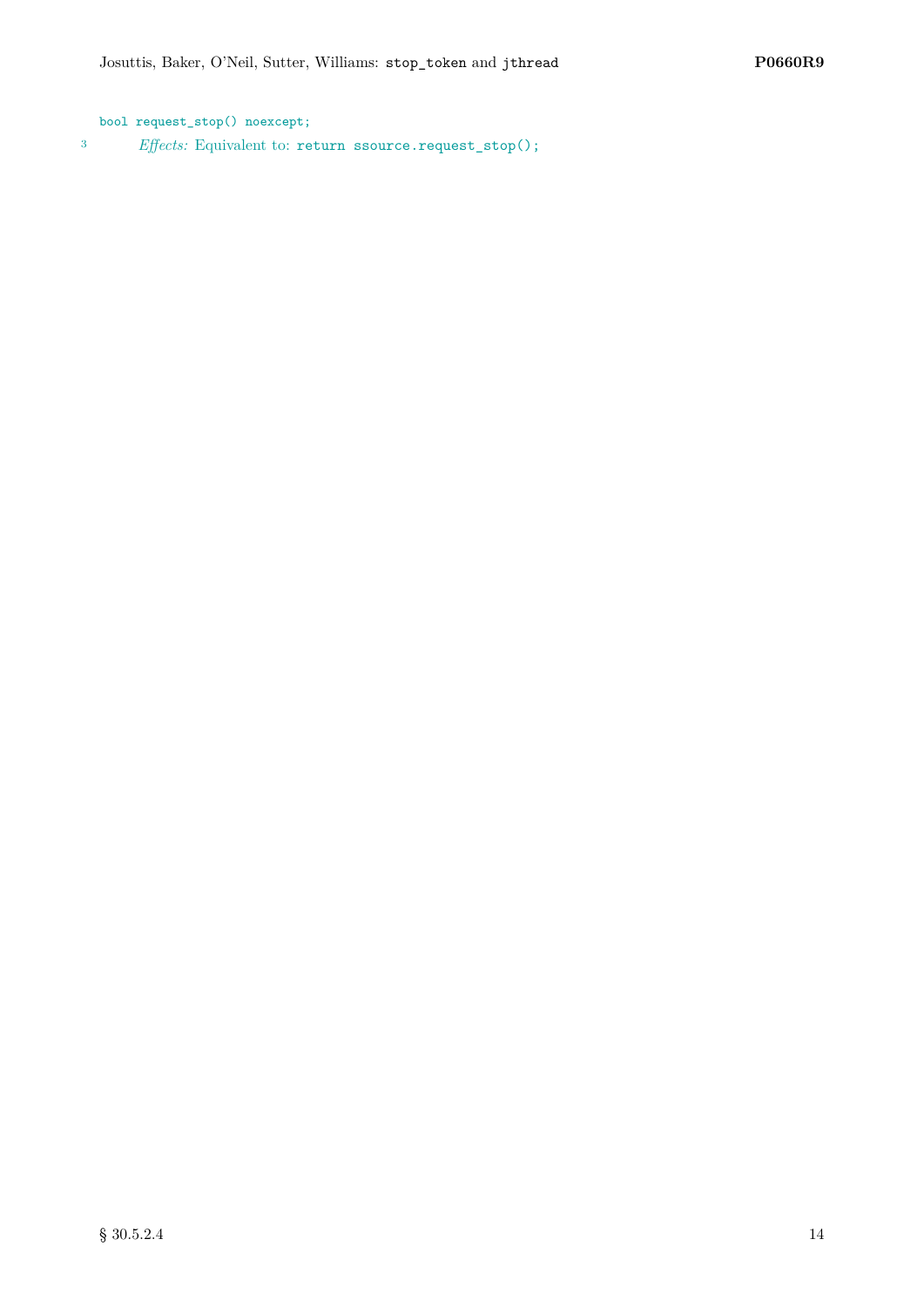```
bool request_stop() noexcept;
```

3 *Effects:* Equivalent to: `return ssource.request_stop();`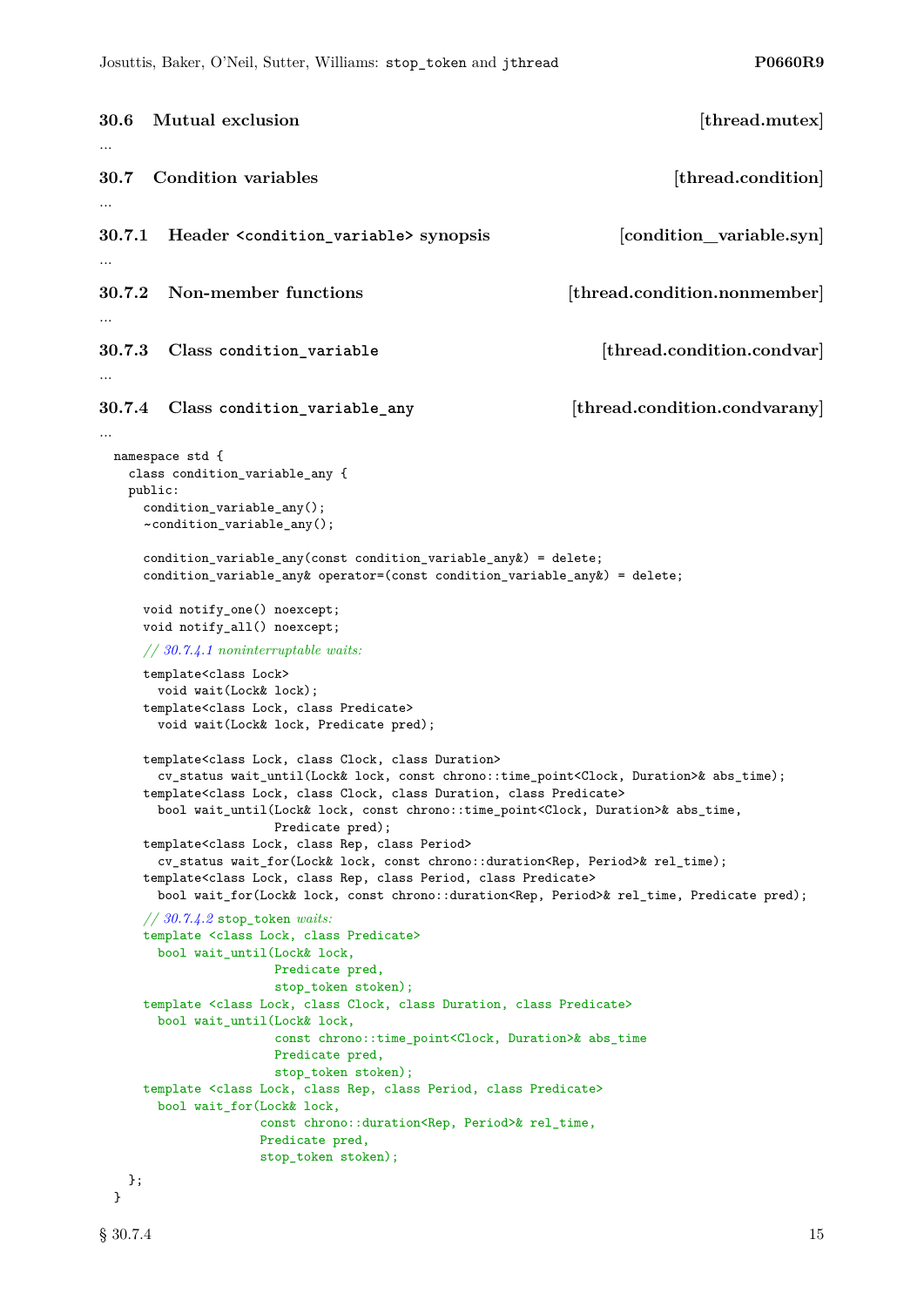### 30.6 Mutual exclusion [thread.mutex]

...

### 30.7 Condition variables [thread.condition]

...

#### 30.7.1 Header `<condition_variable>` synopsis [condition_variable.syn]

...

#### 30.7.2 Non-member functions [thread.condition.nonmember]

...

#### 30.7.3 Class `condition_variable` [thread.condition.condvar]

...

#### 30.7.4 Class `condition_variable_any` [thread.condition.condvarany]

...

```
namespace std {
  class condition_variable_any {
  public:
    condition_variable_any();
    ~condition_variable_any();

    condition_variable_any(const condition_variable_any&) = delete;
    condition_variable_any& operator=(const condition_variable_any&) = delete;

    void notify_one() noexcept;
    void notify_all() noexcept;

    // 30.7.4.1 noninterruptable waits:
    template<class Lock>
      void wait(Lock& lock);
    template<class Lock, class Predicate>
      void wait(Lock& lock, Predicate pred);

    template<class Lock, class Clock, class Duration>
      cv_status wait_until(Lock& lock, const chrono::time_point<Clock, Duration>& abs_time);
    template<class Lock, class Clock, class Duration, class Predicate>
      bool wait_until(Lock& lock, const chrono::time_point<Clock, Duration>& abs_time,
                      Predicate pred);
    template<class Lock, class Rep, class Period>
      cv_status wait_for(Lock& lock, const chrono::duration<Rep, Period>& rel_time);
    template<class Lock, class Rep, class Period, class Predicate>
      bool wait_for(Lock& lock, const chrono::duration<Rep, Period>& rel_time, Predicate pred);

    // 30.7.4.2 stop_token waits:
    template <class Lock, class Predicate>
      bool wait_until(Lock& lock,
                      Predicate pred,
                      stop_token stoken);
    template <class Lock, class Clock, class Duration, class Predicate>
      bool wait_until(Lock& lock,
                      const chrono::time_point<Clock, Duration>& abs_time
                      Predicate pred,
                      stop_token stoken);
    template <class Lock, class Rep, class Period, class Predicate>
      bool wait_for(Lock& lock,
                    const chrono::duration<Rep, Period>& rel_time,
                    Predicate pred,
                    stop_token stoken);

  };
}
```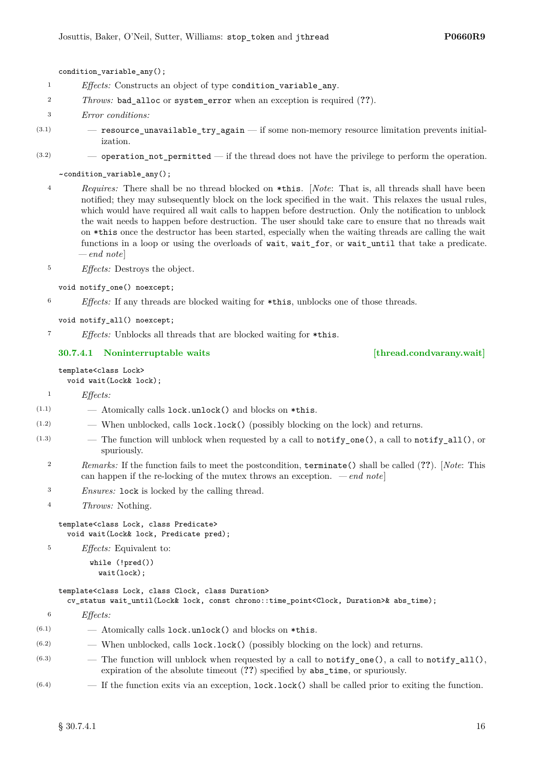```
condition_variable_any();
```

1 *Effects:* Constructs an object of type `condition_variable_any`.

2 *Throws:* `bad_alloc` or `system_error` when an exception is required (??).

3 *Error conditions:*

(3.1) — `resource_unavailable_try_again` — if some non-memory resource limitation prevents initialization.

(3.2) — `operation_not_permitted` — if the thread does not have the privilege to perform the operation.

```
~condition_variable_any();
```

4 *Requires:* There shall be no thread blocked on `*this`. [*Note*: That is, all threads shall have been notified; they may subsequently block on the lock specified in the wait. This relaxes the usual rules, which would have required all wait calls to happen before destruction. Only the notification to unblock the wait needs to happen before destruction. The user should take care to ensure that no threads wait on `*this` once the destructor has been started, especially when the waiting threads are calling the wait functions in a loop or using the overloads of `wait`, `wait_for`, or `wait_until` that take a predicate. *— end note*]

5 *Effects:* Destroys the object.

```
void notify_one() noexcept;
```

6 *Effects:* If any threads are blocked waiting for `*this`, unblocks one of those threads.

```
void notify_all() noexcept;
```

7 *Effects:* Unblocks all threads that are blocked waiting for `*this`.

### 30.7.4.1 Noninterruptable waits [thread.condvarany.wait]

```
template<class Lock>
  void wait(Lock& lock);
```

1 *Effects:*

(1.1) — Atomically calls `lock.unlock()` and blocks on `*this`.

(1.2) — When unblocked, calls `lock.lock()` (possibly blocking on the lock) and returns.

(1.3) — The function will unblock when requested by a call to `notify_one()`, a call to `notify_all()`, or spuriously.

2 *Remarks:* If the function fails to meet the postcondition, `terminate()` shall be called (??). [*Note*: This can happen if the re-locking of the mutex throws an exception. *— end note*]

3 *Ensures:* `lock` is locked by the calling thread.

4 *Throws:* Nothing.

```
template<class Lock, class Predicate>
  void wait(Lock& lock, Predicate pred);
```

5 *Effects:* Equivalent to:

```
while (!pred())
  wait(lock);
```

```
template<class Lock, class Clock, class Duration>
  cv_status wait_until(Lock& lock, const chrono::time_point<Clock, Duration>& abs_time);
```

6 *Effects:*

(6.1) — Atomically calls `lock.unlock()` and blocks on `*this`.

(6.2) — When unblocked, calls `lock.lock()` (possibly blocking on the lock) and returns.

(6.3) — The function will unblock when requested by a call to `notify_one()`, a call to `notify_all()`, expiration of the absolute timeout (??) specified by `abs_time`, or spuriously.

(6.4) — If the function exits via an exception, `lock.lock()` shall be called prior to exiting the function.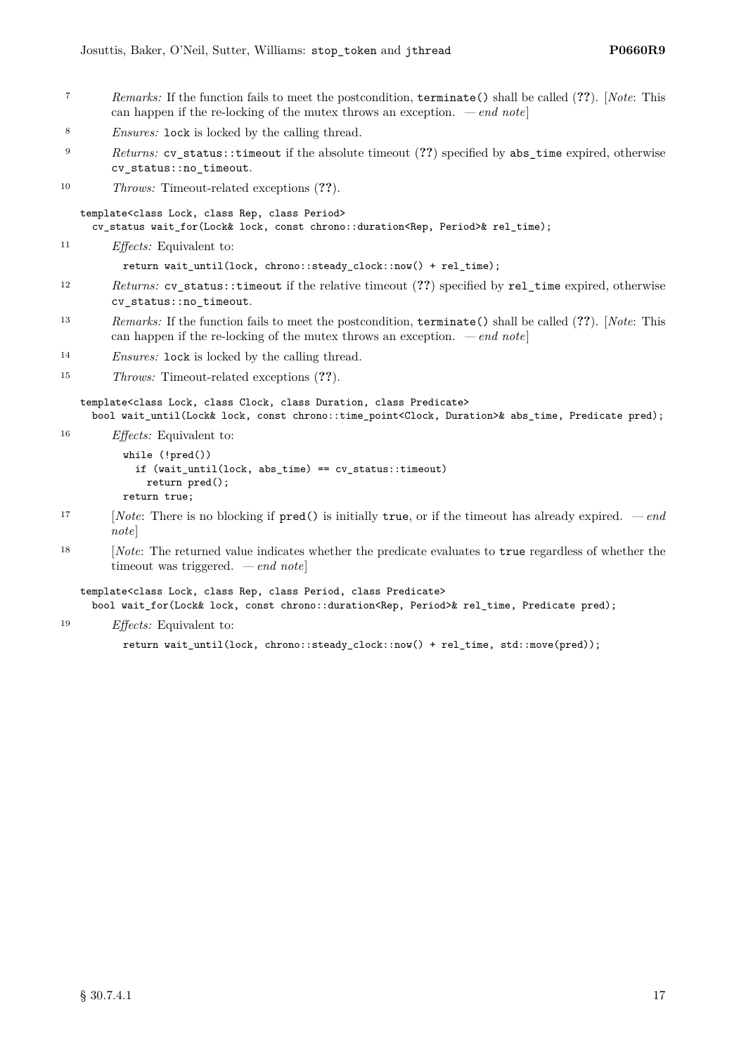7 *Remarks:* If the function fails to meet the postcondition, `terminate()` shall be called (**??**). [*Note*: This can happen if the re-locking of the mutex throws an exception. — *end note*]

8 *Ensures:* `lock` is locked by the calling thread.

9 *Returns:* `cv_status::timeout` if the absolute timeout (**??**) specified by `abs_time` expired, otherwise `cv_status::no_timeout`.

10 *Throws:* Timeout-related exceptions (**??**).

```
template<class Lock, class Rep, class Period>
  cv_status wait_for(Lock& lock, const chrono::duration<Rep, Period>& rel_time);
```

11 *Effects:* Equivalent to:

```
return wait_until(lock, chrono::steady_clock::now() + rel_time);
```

12 *Returns:* `cv_status::timeout` if the relative timeout (**??**) specified by `rel_time` expired, otherwise `cv_status::no_timeout`.

13 *Remarks:* If the function fails to meet the postcondition, `terminate()` shall be called (**??**). [*Note*: This can happen if the re-locking of the mutex throws an exception. — *end note*]

14 *Ensures:* `lock` is locked by the calling thread.

15 *Throws:* Timeout-related exceptions (**??**).

```
template<class Lock, class Clock, class Duration, class Predicate>
  bool wait_until(Lock& lock, const chrono::time_point<Clock, Duration>& abs_time, Predicate pred);
```

16 *Effects:* Equivalent to:

```
while (!pred())
  if (wait_until(lock, abs_time) == cv_status::timeout)
    return pred();
return true;
```

17 [*Note*: There is no blocking if `pred()` is initially `true`, or if the timeout has already expired. — *end note*]

18 [*Note*: The returned value indicates whether the predicate evaluates to `true` regardless of whether the timeout was triggered. — *end note*]

```
template<class Lock, class Rep, class Period, class Predicate>
  bool wait_for(Lock& lock, const chrono::duration<Rep, Period>& rel_time, Predicate pred);
```

19 *Effects:* Equivalent to:

```
return wait_until(lock, chrono::steady_clock::now() + rel_time, std::move(pred));
```

§ 30.7.4.1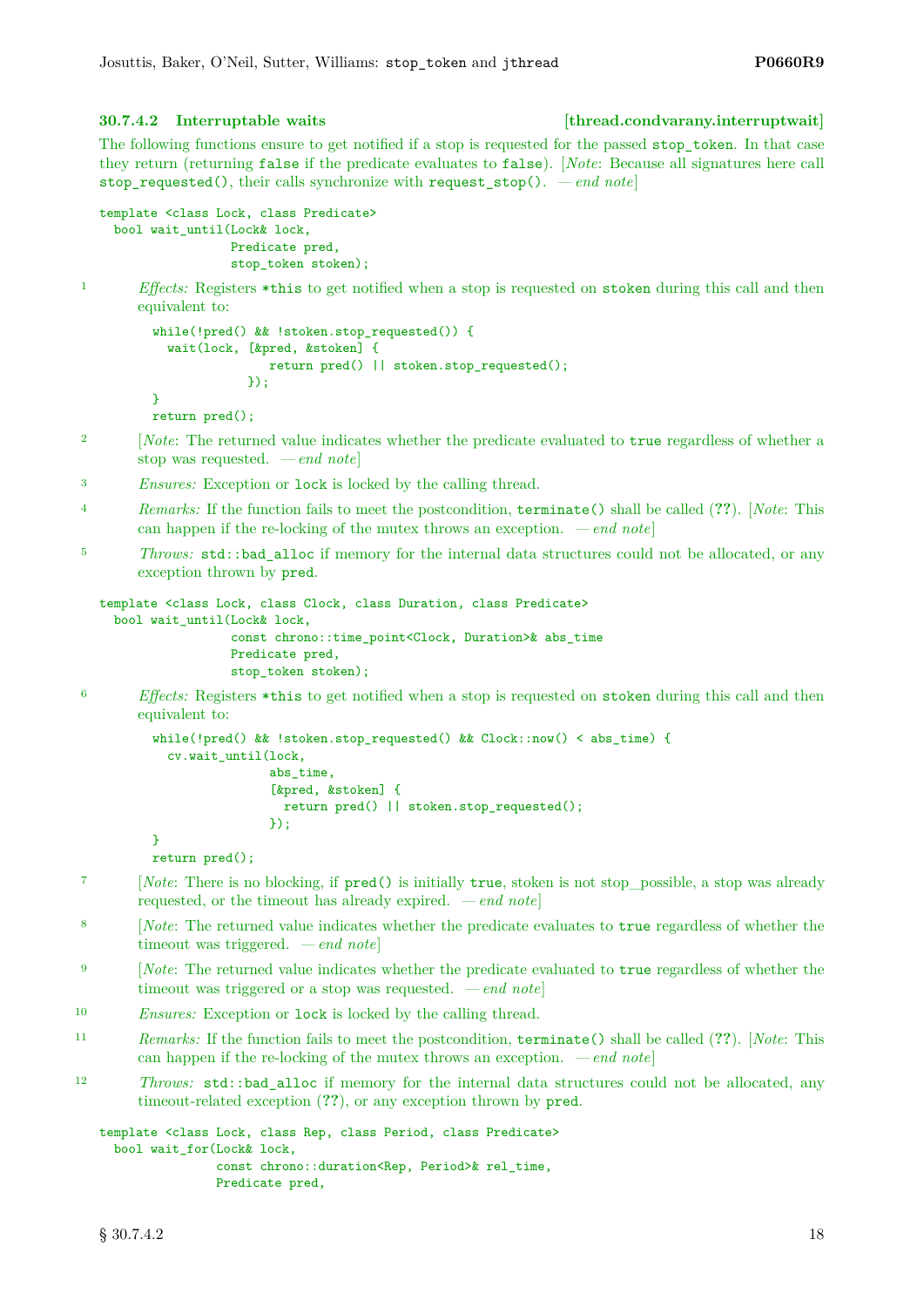#### 30.7.4.2 Interruptable waits [thread.condvarany.interruptwait]

The following functions ensure to get notified if a stop is requested for the passed `stop_token`. In that case they return (returning `false` if the predicate evaluates to `false`). [*Note*: Because all signatures here call `stop_requested()`, their calls synchronize with `request_stop()`. — *end note*]

```
template <class Lock, class Predicate>
  bool wait_until(Lock& lock,
                  Predicate pred,
                  stop_token stoken);
```

1 *Effects:* Registers `*this` to get notified when a stop is requested on `stoken` during this call and then equivalent to:

```
while(!pred() && !stoken.stop_requested()) {
  wait(lock, [&pred, &stoken] {
               return pred() || stoken.stop_requested();
             });
}
return pred();
```

2 [*Note*: The returned value indicates whether the predicate evaluated to `true` regardless of whether a stop was requested. — *end note*]

3 *Ensures:* Exception or `lock` is locked by the calling thread.

4 *Remarks:* If the function fails to meet the postcondition, `terminate()` shall be called (**??**). [*Note*: This can happen if the re-locking of the mutex throws an exception. — *end note*]

5 *Throws:* `std::bad_alloc` if memory for the internal data structures could not be allocated, or any exception thrown by `pred`.

```
template <class Lock, class Clock, class Duration, class Predicate>
  bool wait_until(Lock& lock,
                  const chrono::time_point<Clock, Duration>& abs_time
                  Predicate pred,
                  stop_token stoken);
```

6 *Effects:* Registers `*this` to get notified when a stop is requested on `stoken` during this call and then equivalent to:

```
while(!pred() && !stoken.stop_requested() && Clock::now() < abs_time) {
  cv.wait_until(lock,
                abs_time,
                [&pred, &stoken] {
                  return pred() || stoken.stop_requested();
                });
}
return pred();
```

7 [*Note*: There is no blocking, if `pred()` is initially `true`, stoken is not stop_possible, a stop was already requested, or the timeout has already expired. — *end note*]

8 [*Note*: The returned value indicates whether the predicate evaluates to `true` regardless of whether the timeout was triggered. — *end note*]

9 [*Note*: The returned value indicates whether the predicate evaluated to `true` regardless of whether the timeout was triggered or a stop was requested. — *end note*]

10 *Ensures:* Exception or `lock` is locked by the calling thread.

11 *Remarks:* If the function fails to meet the postcondition, `terminate()` shall be called (**??**). [*Note*: This can happen if the re-locking of the mutex throws an exception. — *end note*]

12 *Throws:* `std::bad_alloc` if memory for the internal data structures could not be allocated, any timeout-related exception (**??**), or any exception thrown by `pred`.

```
template <class Lock, class Rep, class Period, class Predicate>
  bool wait_for(Lock& lock,
                const chrono::duration<Rep, Period>& rel_time,
                Predicate pred,
```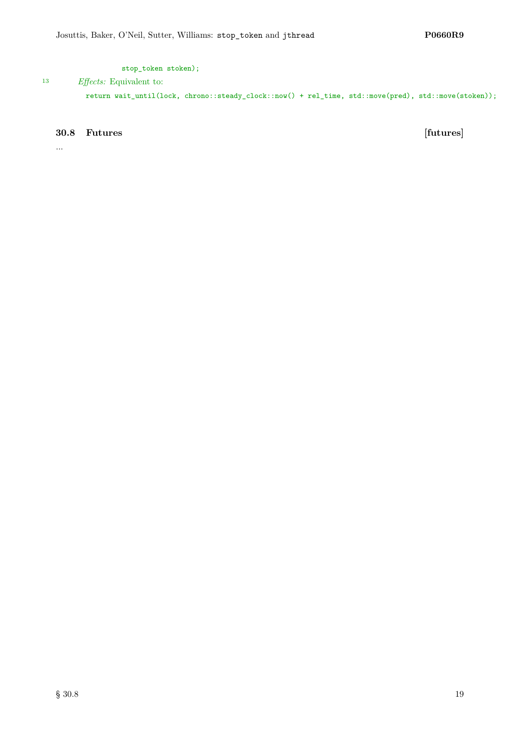```
                stop_token stoken);
```

13 *Effects:* Equivalent to:

```
return wait_until(lock, chrono::steady_clock::now() + rel_time, std::move(pred), std::move(stoken));
```

## 30.8 Futures [futures]

...